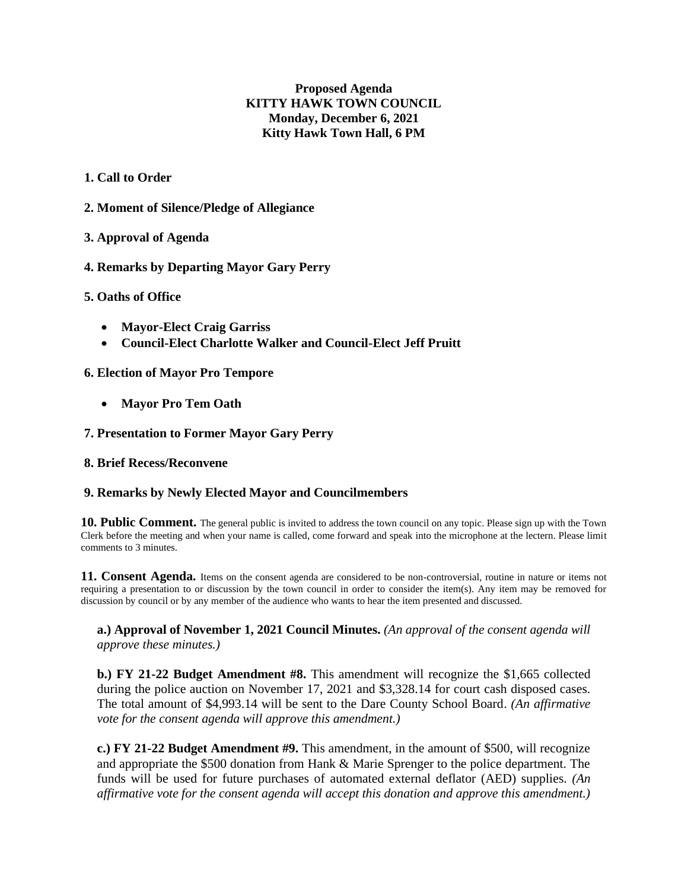**Proposed Agenda**
**KITTY HAWK TOWN COUNCIL**
**Monday, December 6, 2021**
**Kitty Hawk Town Hall, 6 PM**

**1. Call to Order**

**2. Moment of Silence/Pledge of Allegiance**

**3. Approval of Agenda**

**4. Remarks by Departing Mayor Gary Perry**

**5. Oaths of Office**

- **Mayor-Elect Craig Garriss**
- **Council-Elect Charlotte Walker and Council-Elect Jeff Pruitt**

**6. Election of Mayor Pro Tempore**

- **Mayor Pro Tem Oath**

**7. Presentation to Former Mayor Gary Perry**

**8. Brief Recess/Reconvene**

**9. Remarks by Newly Elected Mayor and Councilmembers**

**10. Public Comment.** The general public is invited to address the town council on any topic. Please sign up with the Town Clerk before the meeting and when your name is called, come forward and speak into the microphone at the lectern. Please limit comments to 3 minutes.

**11. Consent Agenda.** Items on the consent agenda are considered to be non-controversial, routine in nature or items not requiring a presentation to or discussion by the town council in order to consider the item(s). Any item may be removed for discussion by council or by any member of the audience who wants to hear the item presented and discussed.

**a.) Approval of November 1, 2021 Council Minutes.** *(An approval of the consent agenda will approve these minutes.)*

**b.) FY 21-22 Budget Amendment #8.** This amendment will recognize the $1,665 collected during the police auction on November 17, 2021 and $3,328.14 for court cash disposed cases. The total amount of $4,993.14 will be sent to the Dare County School Board. *(An affirmative vote for the consent agenda will approve this amendment.)*

**c.) FY 21-22 Budget Amendment #9.** This amendment, in the amount of $500, will recognize and appropriate the $500 donation from Hank & Marie Sprenger to the police department. The funds will be used for future purchases of automated external deflator (AED) supplies. *(An affirmative vote for the consent agenda will accept this donation and approve this amendment.)*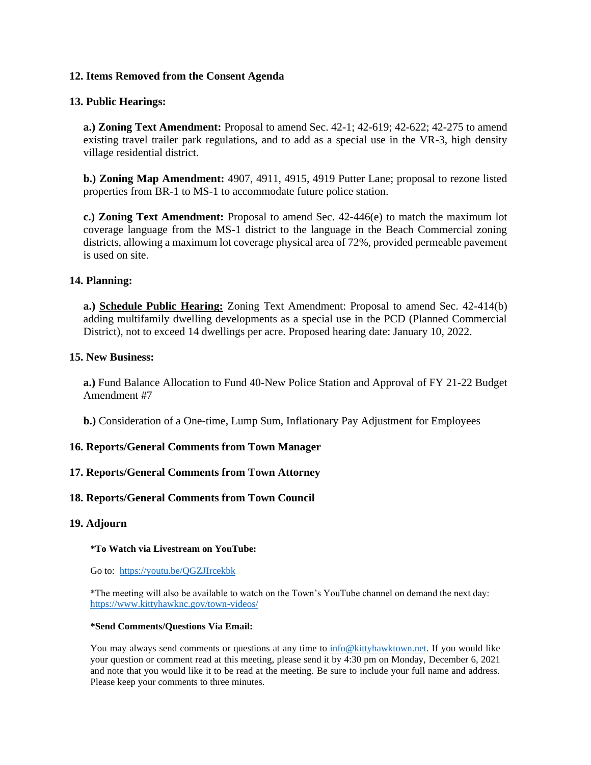**12. Items Removed from the Consent Agenda**

**13. Public Hearings:**

**a.) Zoning Text Amendment:** Proposal to amend Sec. 42-1; 42-619; 42-622; 42-275 to amend existing travel trailer park regulations, and to add as a special use in the VR-3, high density village residential district.

**b.) Zoning Map Amendment:** 4907, 4911, 4915, 4919 Putter Lane; proposal to rezone listed properties from BR-1 to MS-1 to accommodate future police station.

**c.) Zoning Text Amendment:** Proposal to amend Sec. 42-446(e) to match the maximum lot coverage language from the MS-1 district to the language in the Beach Commercial zoning districts, allowing a maximum lot coverage physical area of 72%, provided permeable pavement is used on site.

**14. Planning:**

**a.)** **Schedule Public Hearing:** Zoning Text Amendment: Proposal to amend Sec. 42-414(b) adding multifamily dwelling developments as a special use in the PCD (Planned Commercial District), not to exceed 14 dwellings per acre. Proposed hearing date: January 10, 2022.

**15. New Business:**

**a.)** Fund Balance Allocation to Fund 40-New Police Station and Approval of FY 21-22 Budget Amendment #7

**b.)** Consideration of a One-time, Lump Sum, Inflationary Pay Adjustment for Employees

**16. Reports/General Comments from Town Manager**

**17. Reports/General Comments from Town Attorney**

**18. Reports/General Comments from Town Council**

**19. Adjourn**

**\*To Watch via Livestream on YouTube:**

Go to: https://youtu.be/QGZJIrcekbk

*The meeting will also be available to watch on the Town's YouTube channel on demand the next day: https://www.kittyhawknc.gov/town-videos/

**\*Send Comments/Questions Via Email:**

You may always send comments or questions at any time to info@kittyhawktown.net. If you would like your question or comment read at this meeting, please send it by 4:30 pm on Monday, December 6, 2021 and note that you would like it to be read at the meeting. Be sure to include your full name and address. Please keep your comments to three minutes.